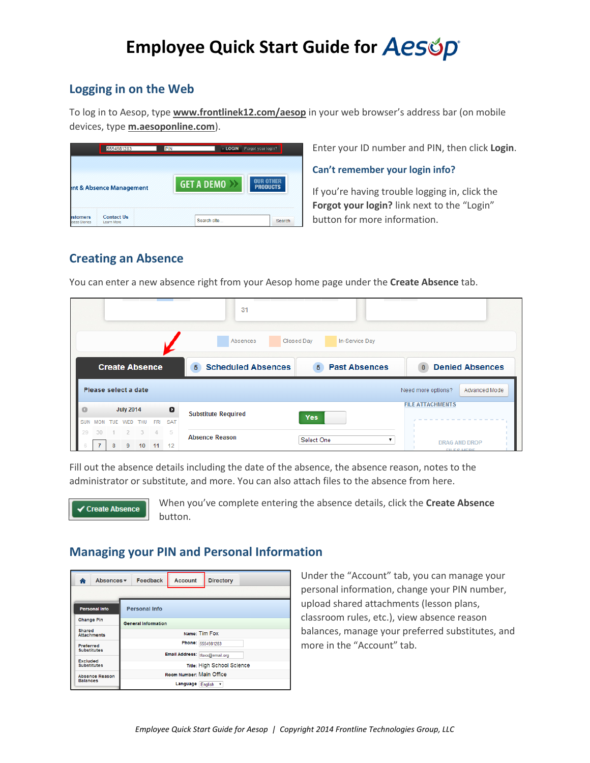# Employee Quick Start Guide for Aesop

## Logging in on the Web

To log in to Aesop, type **www.frontlinek12.com/aesop** in your web browser's address bar (on mobile devices, type **m.aesoponline.com**).

Enter your ID number and PIN, then click **Login**.

### Can't remember your login info?

If you're having trouble logging in, click the **Forgot your login?** link next to the "Login" button for more information.

## Creating an Absence

You can enter a new absence right from your Aesop home page under the **Create Absence** tab.

Fill out the absence details including the date of the absence, the absence reason, notes to the administrator or substitute, and more. You can also attach files to the absence from here.

When you've complete entering the absence details, click the **Create Absence** button.

## Managing your PIN and Personal Information

Under the "Account" tab, you can manage your personal information, change your PIN number, upload shared attachments (lesson plans, classroom rules, etc.), view absence reason balances, manage your preferred substitutes, and more in the "Account" tab.

*Employee Quick Start Guide for Aesop | Copyright 2014 Frontline Technologies Group, LLC*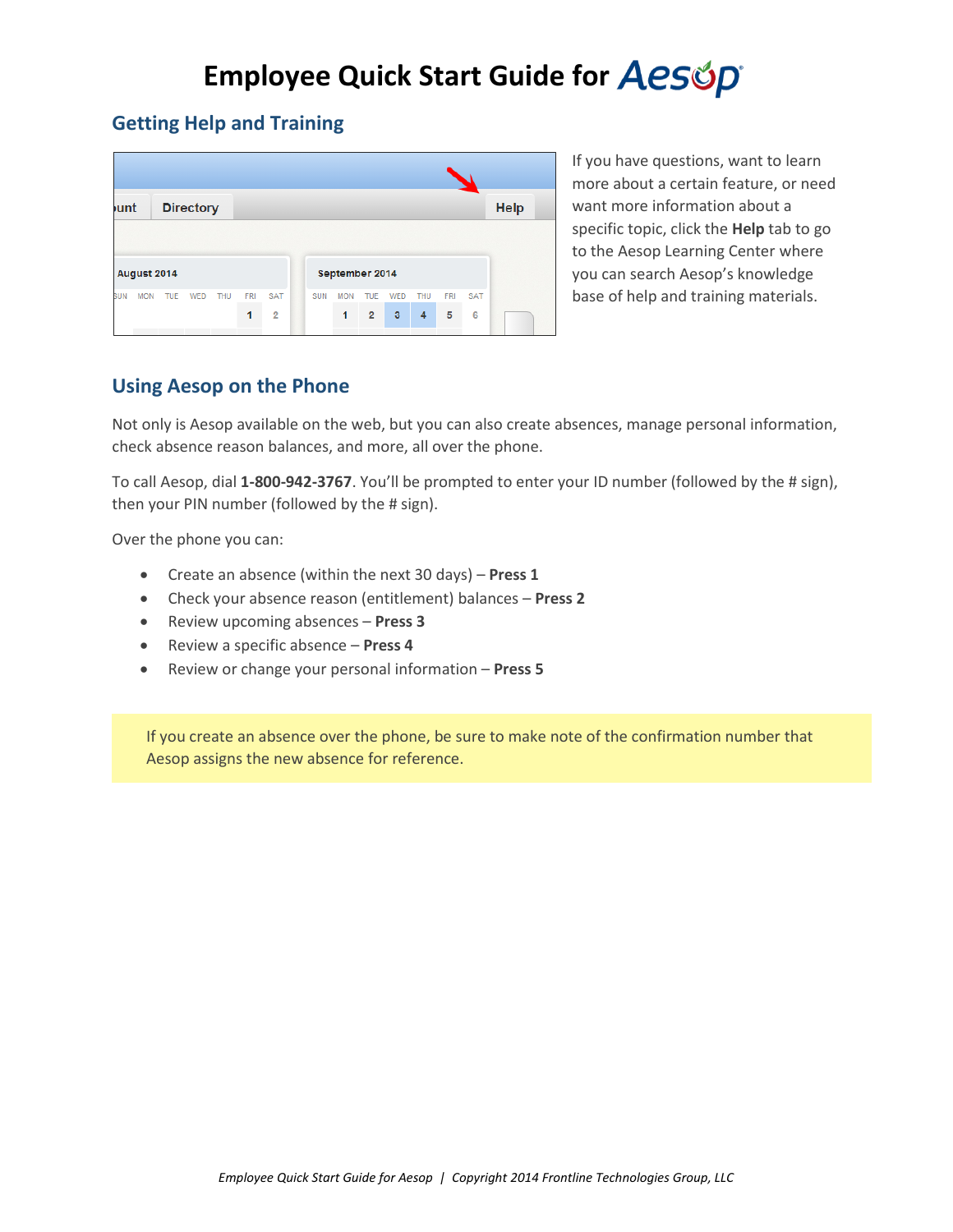# Employee Quick Start Guide for Aesop

## Getting Help and Training

If you have questions, want to learn more about a certain feature, or need want more information about a specific topic, click the **Help** tab to go to the Aesop Learning Center where you can search Aesop's knowledge base of help and training materials.

## Using Aesop on the Phone

Not only is Aesop available on the web, but you can also create absences, manage personal information, check absence reason balances, and more, all over the phone.

To call Aesop, dial **1-800-942-3767**. You'll be prompted to enter your ID number (followed by the # sign), then your PIN number (followed by the # sign).

Over the phone you can:

- Create an absence (within the next 30 days) – **Press 1**
- Check your absence reason (entitlement) balances – **Press 2**
- Review upcoming absences – **Press 3**
- Review a specific absence – **Press 4**
- Review or change your personal information – **Press 5**

If you create an absence over the phone, be sure to make note of the confirmation number that Aesop assigns the new absence for reference.